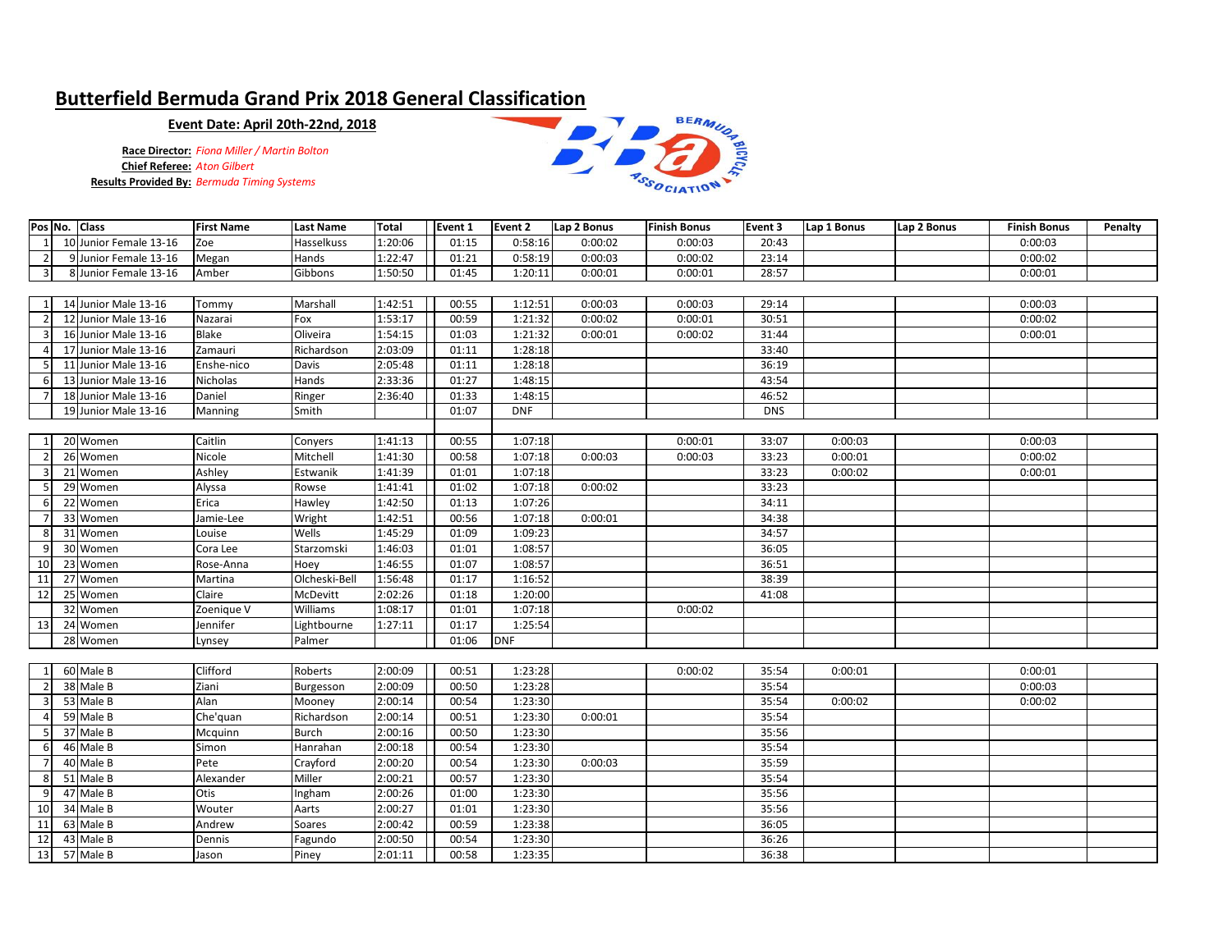# Butterfield Bermuda Grand Prix 2018 General Classification

**Event Date: April 20th-22nd, 2018**

**Race Director:** *Fiona Miller / Martin Bolton*
**Chief Referee:** *Aton Gilbert*
**Results Provided By:** *Bermuda Timing Systems*

| Pos | No. | Class | First Name | Last Name | Total | Event 1 | Event 2 | Lap 2 Bonus | Finish Bonus | Event 3 | Lap 1 Bonus | Lap 2 Bonus | Finish Bonus | Penalty |
|---|---|---|---|---|---|---|---|---|---|---|---|---|---|---|
| 1 | 10 | Junior Female 13-16 | Zoe | Hasselkuss | 1:20:06 | 01:15 | 0:58:16 | 0:00:02 | 0:00:03 | 20:43 | | | 0:00:03 | |
| 2 | 9 | Junior Female 13-16 | Megan | Hands | 1:22:47 | 01:21 | 0:58:19 | 0:00:03 | 0:00:02 | 23:14 | | | 0:00:02 | |
| 3 | 8 | Junior Female 13-16 | Amber | Gibbons | 1:50:50 | 01:45 | 1:20:11 | 0:00:01 | 0:00:01 | 28:57 | | | 0:00:01 | |
| | | | | | | | | | | | | | | |
| 1 | 14 | Junior Male 13-16 | Tommy | Marshall | 1:42:51 | 00:55 | 1:12:51 | 0:00:03 | 0:00:03 | 29:14 | | | 0:00:03 | |
| 2 | 12 | Junior Male 13-16 | Nazarai | Fox | 1:53:17 | 00:59 | 1:21:32 | 0:00:02 | 0:00:01 | 30:51 | | | 0:00:02 | |
| 3 | 16 | Junior Male 13-16 | Blake | Oliveira | 1:54:15 | 01:03 | 1:21:32 | 0:00:01 | 0:00:02 | 31:44 | | | 0:00:01 | |
| 4 | 17 | Junior Male 13-16 | Zamauri | Richardson | 2:03:09 | 01:11 | 1:28:18 | | | 33:40 | | | | |
| 5 | 11 | Junior Male 13-16 | Enshe-nico | Davis | 2:05:48 | 01:11 | 1:28:18 | | | 36:19 | | | | |
| 6 | 13 | Junior Male 13-16 | Nicholas | Hands | 2:33:36 | 01:27 | 1:48:15 | | | 43:54 | | | | |
| 7 | 18 | Junior Male 13-16 | Daniel | Ringer | 2:36:40 | 01:33 | 1:48:15 | | | 46:52 | | | | |
| | 19 | Junior Male 13-16 | Manning | Smith | | 01:07 | DNF | | | DNS | | | | |
| | | | | | | | | | | | | | | |
| 1 | 20 | Women | Caitlin | Conyers | 1:41:13 | 00:55 | 1:07:18 | | 0:00:01 | 33:07 | 0:00:03 | | 0:00:03 | |
| 2 | 26 | Women | Nicole | Mitchell | 1:41:30 | 00:58 | 1:07:18 | 0:00:03 | 0:00:03 | 33:23 | 0:00:01 | | 0:00:02 | |
| 3 | 21 | Women | Ashley | Estwanik | 1:41:39 | 01:01 | 1:07:18 | | | 33:23 | 0:00:02 | | 0:00:01 | |
| 5 | 29 | Women | Alyssa | Rowse | 1:41:41 | 01:02 | 1:07:18 | 0:00:02 | | 33:23 | | | | |
| 6 | 22 | Women | Erica | Hawley | 1:42:50 | 01:13 | 1:07:26 | | | 34:11 | | | | |
| 7 | 33 | Women | Jamie-Lee | Wright | 1:42:51 | 00:56 | 1:07:18 | 0:00:01 | | 34:38 | | | | |
| 8 | 31 | Women | Louise | Wells | 1:45:29 | 01:09 | 1:09:23 | | | 34:57 | | | | |
| 9 | 30 | Women | Cora Lee | Starzomski | 1:46:03 | 01:01 | 1:08:57 | | | 36:05 | | | | |
| 10 | 23 | Women | Rose-Anna | Hoey | 1:46:55 | 01:07 | 1:08:57 | | | 36:51 | | | | |
| 11 | 27 | Women | Martina | Olcheski-Bell | 1:56:48 | 01:17 | 1:16:52 | | | 38:39 | | | | |
| 12 | 25 | Women | Claire | McDevitt | 2:02:26 | 01:18 | 1:20:00 | | | 41:08 | | | | |
| | 32 | Women | Zoenique V | Williams | 1:08:17 | 01:01 | 1:07:18 | | 0:00:02 | | | | | |
| 13 | 24 | Women | Jennifer | Lightbourne | 1:27:11 | 01:17 | 1:25:54 | | | | | | | |
| | 28 | Women | Lynsey | Palmer | | 01:06 | DNF | | | | | | | |
| | | | | | | | | | | | | | | |
| 1 | 60 | Male B | Clifford | Roberts | 2:00:09 | 00:51 | 1:23:28 | | 0:00:02 | 35:54 | 0:00:01 | | 0:00:01 | |
| 2 | 38 | Male B | Ziani | Burgesson | 2:00:09 | 00:50 | 1:23:28 | | | 35:54 | | | 0:00:03 | |
| 3 | 53 | Male B | Alan | Mooney | 2:00:14 | 00:54 | 1:23:30 | | | 35:54 | 0:00:02 | | 0:00:02 | |
| 4 | 59 | Male B | Che'quan | Richardson | 2:00:14 | 00:51 | 1:23:30 | 0:00:01 | | 35:54 | | | | |
| 5 | 37 | Male B | Mcquinn | Burch | 2:00:16 | 00:50 | 1:23:30 | | | 35:56 | | | | |
| 6 | 46 | Male B | Simon | Hanrahan | 2:00:18 | 00:54 | 1:23:30 | | | 35:54 | | | | |
| 7 | 40 | Male B | Pete | Crayford | 2:00:20 | 00:54 | 1:23:30 | 0:00:03 | | 35:59 | | | | |
| 8 | 51 | Male B | Alexander | Miller | 2:00:21 | 00:57 | 1:23:30 | | | 35:54 | | | | |
| 9 | 47 | Male B | Otis | Ingham | 2:00:26 | 01:00 | 1:23:30 | | | 35:56 | | | | |
| 10 | 34 | Male B | Wouter | Aarts | 2:00:27 | 01:01 | 1:23:30 | | | 35:56 | | | | |
| 11 | 63 | Male B | Andrew | Soares | 2:00:42 | 00:59 | 1:23:38 | | | 36:05 | | | | |
| 12 | 43 | Male B | Dennis | Fagundo | 2:00:50 | 00:54 | 1:23:30 | | | 36:26 | | | | |
| 13 | 57 | Male B | Jason | Piney | 2:01:11 | 00:58 | 1:23:35 | | | 36:38 | | | | |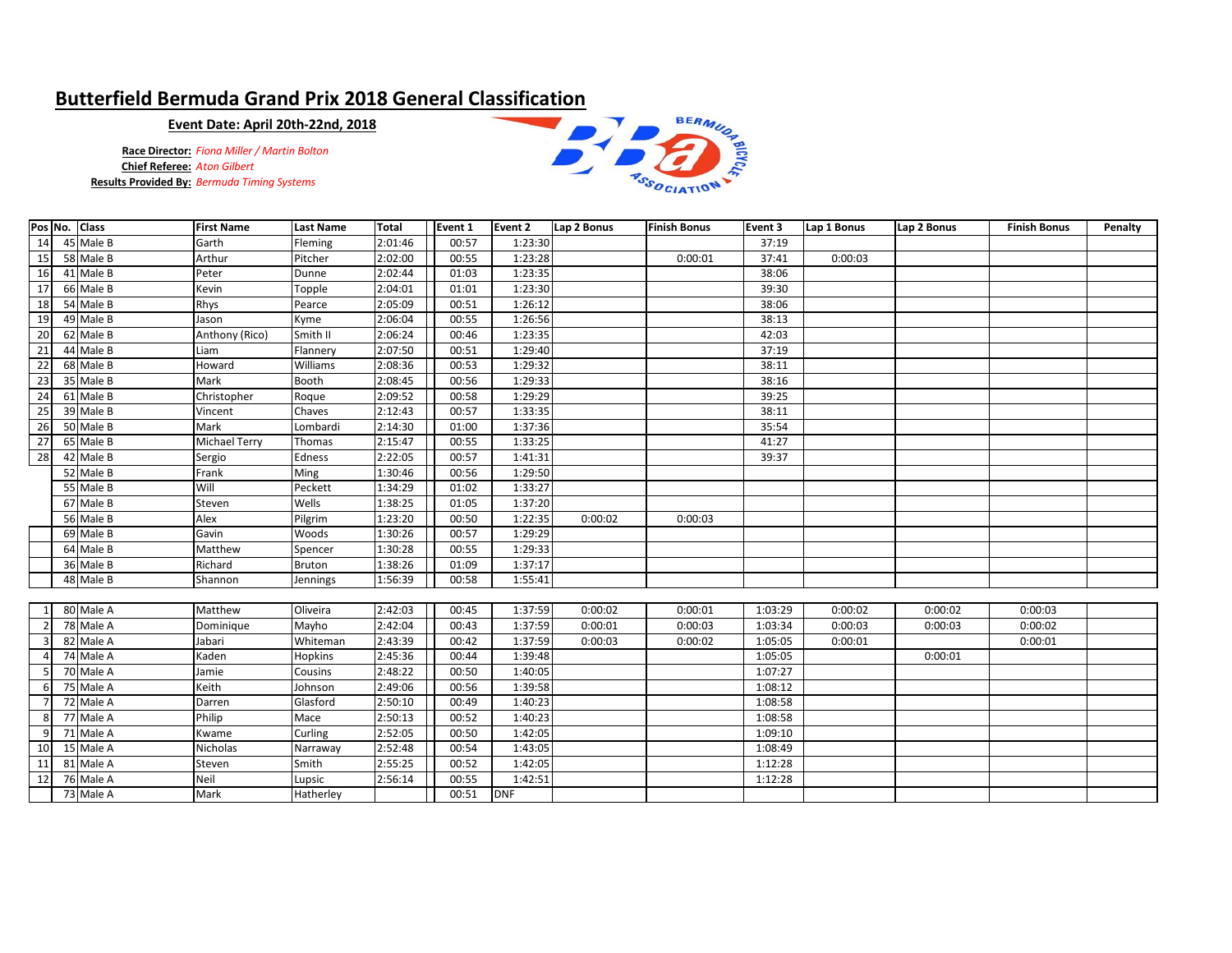# Butterfield Bermuda Grand Prix 2018 General Classification

**Event Date: April 20th-22nd, 2018**

**Race Director:** *Fiona Miller / Martin Bolton*
**Chief Referee:** *Aton Gilbert*
**Results Provided By:** *Bermuda Timing Systems*

| Pos | No. | Class | First Name | Last Name | Total | Event 1 | Event 2 | Lap 2 Bonus | Finish Bonus | Event 3 | Lap 1 Bonus | Lap 2 Bonus | Finish Bonus | Penalty |
|---|---|---|---|---|---|---|---|---|---|---|---|---|---|---|
| 14 | 45 | Male B | Garth | Fleming | 2:01:46 | 00:57 | 1:23:30 | | | 37:19 | | | | |
| 15 | 58 | Male B | Arthur | Pitcher | 2:02:00 | 00:55 | 1:23:28 | | 0:00:01 | 37:41 | 0:00:03 | | | |
| 16 | 41 | Male B | Peter | Dunne | 2:02:44 | 01:03 | 1:23:35 | | | 38:06 | | | | |
| 17 | 66 | Male B | Kevin | Topple | 2:04:01 | 01:01 | 1:23:30 | | | 39:30 | | | | |
| 18 | 54 | Male B | Rhys | Pearce | 2:05:09 | 00:51 | 1:26:12 | | | 38:06 | | | | |
| 19 | 49 | Male B | Jason | Kyme | 2:06:04 | 00:55 | 1:26:56 | | | 38:13 | | | | |
| 20 | 62 | Male B | Anthony (Rico) | Smith II | 2:06:24 | 00:46 | 1:23:35 | | | 42:03 | | | | |
| 21 | 44 | Male B | Liam | Flannery | 2:07:50 | 00:51 | 1:29:40 | | | 37:19 | | | | |
| 22 | 68 | Male B | Howard | Williams | 2:08:36 | 00:53 | 1:29:32 | | | 38:11 | | | | |
| 23 | 35 | Male B | Mark | Booth | 2:08:45 | 00:56 | 1:29:33 | | | 38:16 | | | | |
| 24 | 61 | Male B | Christopher | Roque | 2:09:52 | 00:58 | 1:29:29 | | | 39:25 | | | | |
| 25 | 39 | Male B | Vincent | Chaves | 2:12:43 | 00:57 | 1:33:35 | | | 38:11 | | | | |
| 26 | 50 | Male B | Mark | Lombardi | 2:14:30 | 01:00 | 1:37:36 | | | 35:54 | | | | |
| 27 | 65 | Male B | Michael Terry | Thomas | 2:15:47 | 00:55 | 1:33:25 | | | 41:27 | | | | |
| 28 | 42 | Male B | Sergio | Edness | 2:22:05 | 00:57 | 1:41:31 | | | 39:37 | | | | |
| | 52 | Male B | Frank | Ming | 1:30:46 | 00:56 | 1:29:50 | | | | | | | |
| | 55 | Male B | Will | Peckett | 1:34:29 | 01:02 | 1:33:27 | | | | | | | |
| | 67 | Male B | Steven | Wells | 1:38:25 | 01:05 | 1:37:20 | | | | | | | |
| | 56 | Male B | Alex | Pilgrim | 1:23:20 | 00:50 | 1:22:35 | 0:00:02 | 0:00:03 | | | | | |
| | 69 | Male B | Gavin | Woods | 1:30:26 | 00:57 | 1:29:29 | | | | | | | |
| | 64 | Male B | Matthew | Spencer | 1:30:28 | 00:55 | 1:29:33 | | | | | | | |
| | 36 | Male B | Richard | Bruton | 1:38:26 | 01:09 | 1:37:17 | | | | | | | |
| | 48 | Male B | Shannon | Jennings | 1:56:39 | 00:58 | 1:55:41 | | | | | | | |
| 1 | 80 | Male A | Matthew | Oliveira | 2:42:03 | 00:45 | 1:37:59 | 0:00:02 | 0:00:01 | 1:03:29 | 0:00:02 | 0:00:02 | 0:00:03 | |
| 2 | 78 | Male A | Dominique | Mayho | 2:42:04 | 00:43 | 1:37:59 | 0:00:01 | 0:00:03 | 1:03:34 | 0:00:03 | 0:00:03 | 0:00:02 | |
| 3 | 82 | Male A | Jabari | Whiteman | 2:43:39 | 00:42 | 1:37:59 | 0:00:03 | 0:00:02 | 1:05:05 | 0:00:01 | | 0:00:01 | |
| 4 | 74 | Male A | Kaden | Hopkins | 2:45:36 | 00:44 | 1:39:48 | | | 1:05:05 | | 0:00:01 | | |
| 5 | 70 | Male A | Jamie | Cousins | 2:48:22 | 00:50 | 1:40:05 | | | 1:07:27 | | | | |
| 6 | 75 | Male A | Keith | Johnson | 2:49:06 | 00:56 | 1:39:58 | | | 1:08:12 | | | | |
| 7 | 72 | Male A | Darren | Glasford | 2:50:10 | 00:49 | 1:40:23 | | | 1:08:58 | | | | |
| 8 | 77 | Male A | Philip | Mace | 2:50:13 | 00:52 | 1:40:23 | | | 1:08:58 | | | | |
| 9 | 71 | Male A | Kwame | Curling | 2:52:05 | 00:50 | 1:42:05 | | | 1:09:10 | | | | |
| 10 | 15 | Male A | Nicholas | Narraway | 2:52:48 | 00:54 | 1:43:05 | | | 1:08:49 | | | | |
| 11 | 81 | Male A | Steven | Smith | 2:55:25 | 00:52 | 1:42:05 | | | 1:12:28 | | | | |
| 12 | 76 | Male A | Neil | Lupsic | 2:56:14 | 00:55 | 1:42:51 | | | 1:12:28 | | | | |
| | 73 | Male A | Mark | Hatherley | | 00:51 | DNF | | | | | | | |